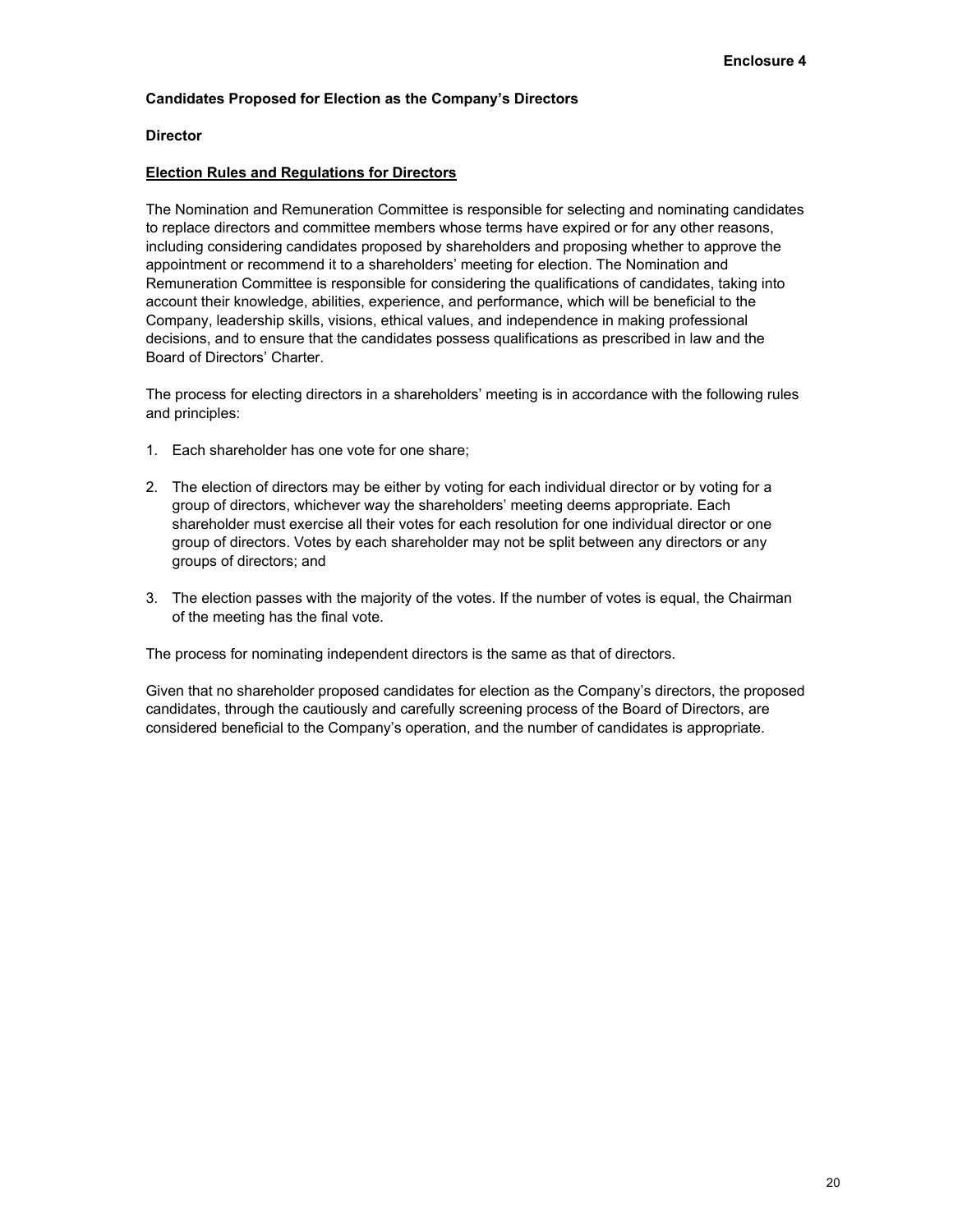**Enclosure 4**

## Candidates Proposed for Election as the Company's Directors

### Director

**<u>Election Rules and Regulations for Directors</u>**

The Nomination and Remuneration Committee is responsible for selecting and nominating candidates to replace directors and committee members whose terms have expired or for any other reasons, including considering candidates proposed by shareholders and proposing whether to approve the appointment or recommend it to a shareholders' meeting for election. The Nomination and Remuneration Committee is responsible for considering the qualifications of candidates, taking into account their knowledge, abilities, experience, and performance, which will be beneficial to the Company, leadership skills, visions, ethical values, and independence in making professional decisions, and to ensure that the candidates possess qualifications as prescribed in law and the Board of Directors' Charter.

The process for electing directors in a shareholders' meeting is in accordance with the following rules and principles:

1. Each shareholder has one vote for one share;

2. The election of directors may be either by voting for each individual director or by voting for a group of directors, whichever way the shareholders' meeting deems appropriate. Each shareholder must exercise all their votes for each resolution for one individual director or one group of directors. Votes by each shareholder may not be split between any directors or any groups of directors; and

3. The election passes with the majority of the votes. If the number of votes is equal, the Chairman of the meeting has the final vote.

The process for nominating independent directors is the same as that of directors.

Given that no shareholder proposed candidates for election as the Company's directors, the proposed candidates, through the cautiously and carefully screening process of the Board of Directors, are considered beneficial to the Company's operation, and the number of candidates is appropriate.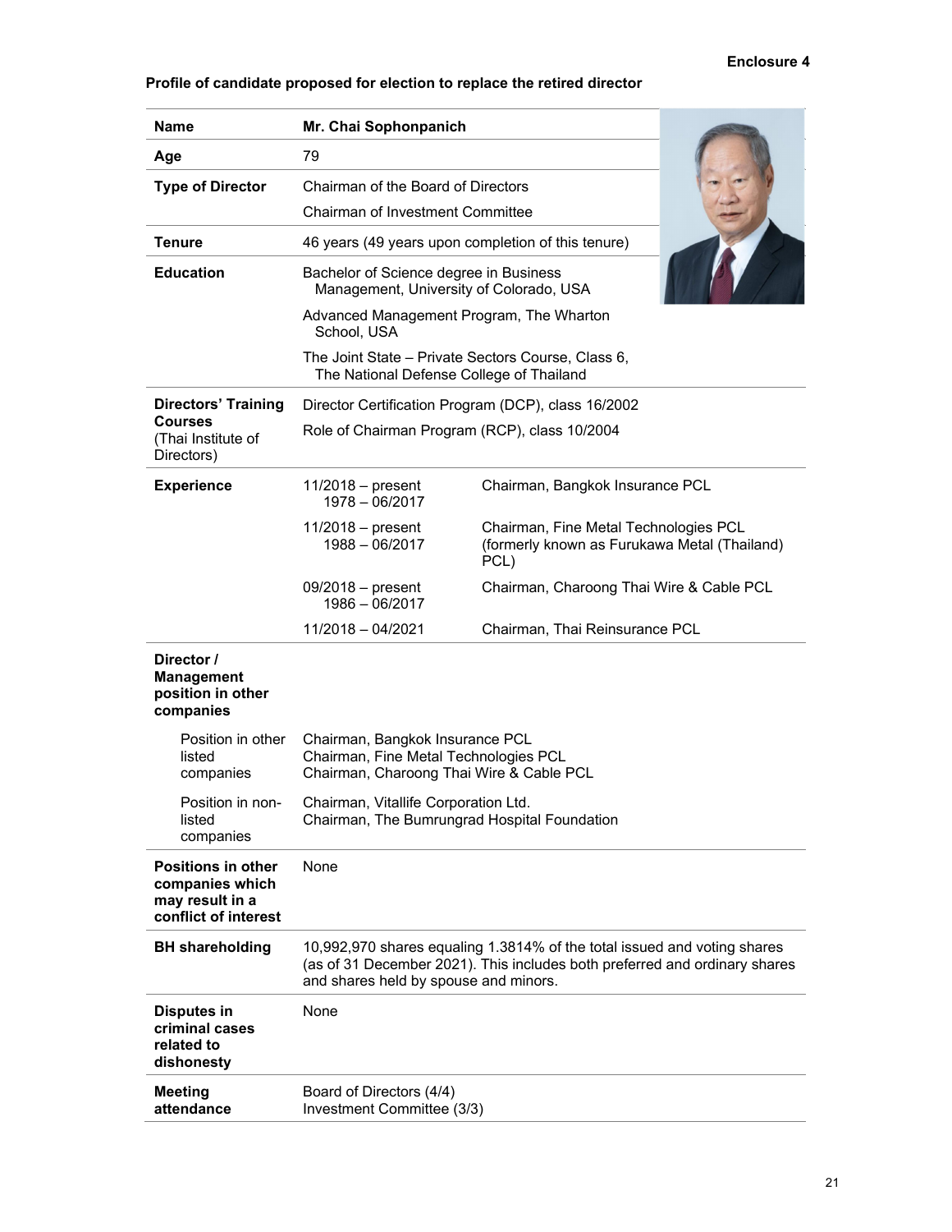**Enclosure 4**

**Profile of candidate proposed for election to replace the retired director**

| | | |
|---|---|---|
| **Name** | **Mr. Chai Sophonpanich** | |
| **Age** | 79 | |
| **Type of Director** | Chairman of the Board of Directors<br>Chairman of Investment Committee | |
| **Tenure** | 46 years (49 years upon completion of this tenure) | |
| **Education** | Bachelor of Science degree in Business Management, University of Colorado, USA<br>Advanced Management Program, The Wharton School, USA<br>The Joint State – Private Sectors Course, Class 6, The National Defense College of Thailand | |
| **Directors' Training Courses** (Thai Institute of Directors) | Director Certification Program (DCP), class 16/2002<br>Role of Chairman Program (RCP), class 10/2004 | |
| **Experience** | 11/2018 – present<br>1978 – 06/2017 | Chairman, Bangkok Insurance PCL |
| | 11/2018 – present<br>1988 – 06/2017 | Chairman, Fine Metal Technologies PCL (formerly known as Furukawa Metal (Thailand) PCL) |
| | 09/2018 – present<br>1986 – 06/2017 | Chairman, Charoong Thai Wire & Cable PCL |
| | 11/2018 – 04/2021 | Chairman, Thai Reinsurance PCL |
| **Director / Management position in other companies** | | |
| Position in other listed companies | Chairman, Bangkok Insurance PCL<br>Chairman, Fine Metal Technologies PCL<br>Chairman, Charoong Thai Wire & Cable PCL | |
| Position in non-listed companies | Chairman, Vitallife Corporation Ltd.<br>Chairman, The Bumrungrad Hospital Foundation | |
| **Positions in other companies which may result in a conflict of interest** | None | |
| **BH shareholding** | 10,992,970 shares equaling 1.3814% of the total issued and voting shares (as of 31 December 2021). This includes both preferred and ordinary shares and shares held by spouse and minors. | |
| **Disputes in criminal cases related to dishonesty** | None | |
| **Meeting attendance** | Board of Directors (4/4)<br>Investment Committee (3/3) | |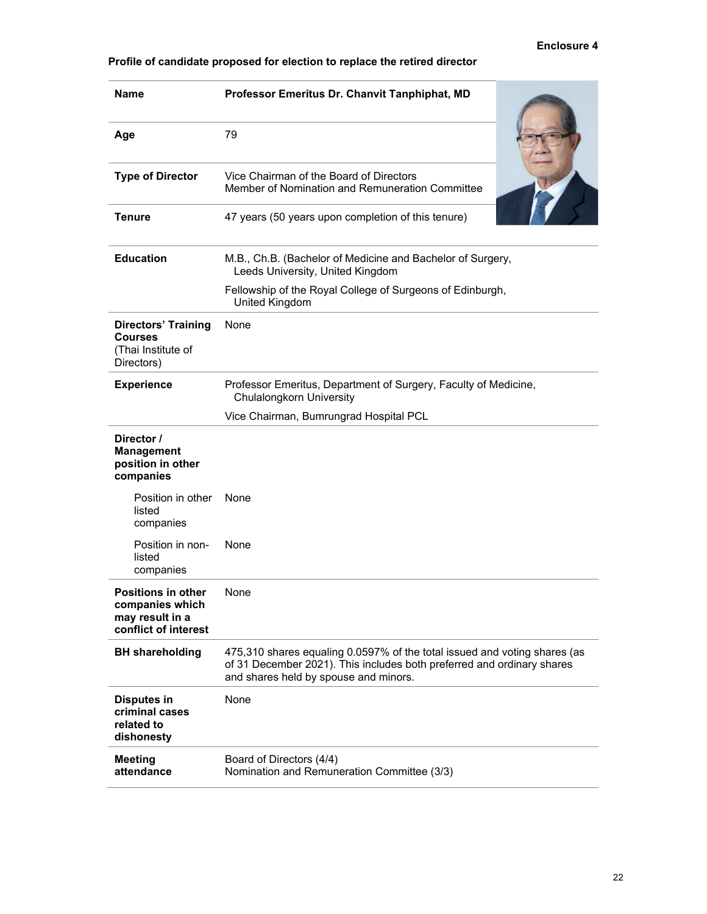**Enclosure 4**

**Profile of candidate proposed for election to replace the retired director**

| | |
|---|---|
| **Name** | **Professor Emeritus Dr. Chanvit Tanphiphat, MD** |
| **Age** | 79 |
| **Type of Director** | Vice Chairman of the Board of Directors<br>Member of Nomination and Remuneration Committee |
| **Tenure** | 47 years (50 years upon completion of this tenure) |
| **Education** | M.B., Ch.B. (Bachelor of Medicine and Bachelor of Surgery, Leeds University, United Kingdom<br>Fellowship of the Royal College of Surgeons of Edinburgh, United Kingdom |
| **Directors' Training Courses** (Thai Institute of Directors) | None |
| **Experience** | Professor Emeritus, Department of Surgery, Faculty of Medicine, Chulalongkorn University<br>Vice Chairman, Bumrungrad Hospital PCL |
| **Director / Management position in other companies** | |
| Position in other listed companies | None |
| Position in non-listed companies | None |
| **Positions in other companies which may result in a conflict of interest** | None |
| **BH shareholding** | 475,310 shares equaling 0.0597% of the total issued and voting shares (as of 31 December 2021). This includes both preferred and ordinary shares and shares held by spouse and minors. |
| **Disputes in criminal cases related to dishonesty** | None |
| **Meeting attendance** | Board of Directors (4/4)<br>Nomination and Remuneration Committee (3/3) |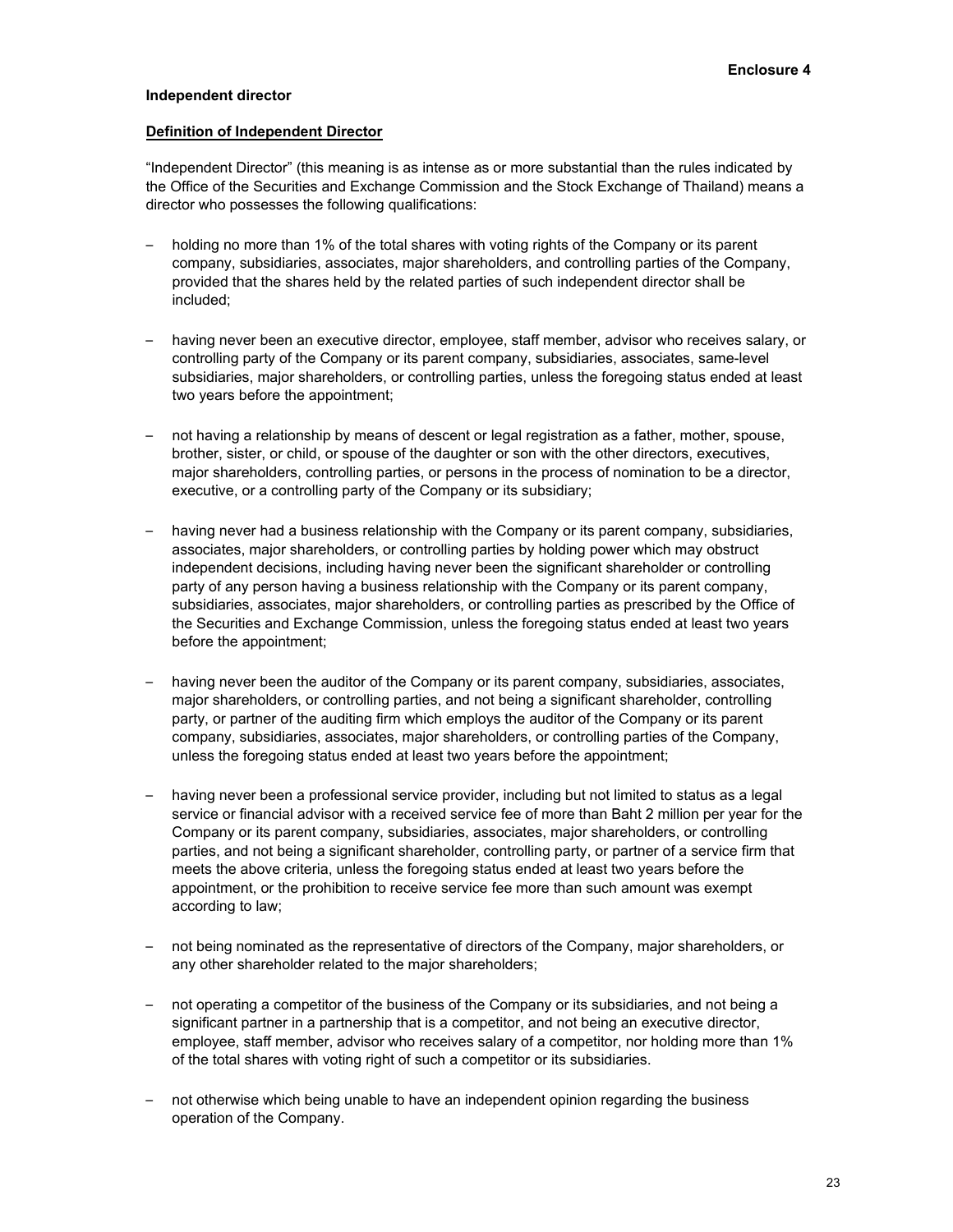**Enclosure 4**

**Independent director**

**<u>Definition of Independent Director</u>**

"Independent Director" (this meaning is as intense as or more substantial than the rules indicated by the Office of the Securities and Exchange Commission and the Stock Exchange of Thailand) means a director who possesses the following qualifications:

- holding no more than 1% of the total shares with voting rights of the Company or its parent company, subsidiaries, associates, major shareholders, and controlling parties of the Company, provided that the shares held by the related parties of such independent director shall be included;
- having never been an executive director, employee, staff member, advisor who receives salary, or controlling party of the Company or its parent company, subsidiaries, associates, same-level subsidiaries, major shareholders, or controlling parties, unless the foregoing status ended at least two years before the appointment;
- not having a relationship by means of descent or legal registration as a father, mother, spouse, brother, sister, or child, or spouse of the daughter or son with the other directors, executives, major shareholders, controlling parties, or persons in the process of nomination to be a director, executive, or a controlling party of the Company or its subsidiary;
- having never had a business relationship with the Company or its parent company, subsidiaries, associates, major shareholders, or controlling parties by holding power which may obstruct independent decisions, including having never been the significant shareholder or controlling party of any person having a business relationship with the Company or its parent company, subsidiaries, associates, major shareholders, or controlling parties as prescribed by the Office of the Securities and Exchange Commission, unless the foregoing status ended at least two years before the appointment;
- having never been the auditor of the Company or its parent company, subsidiaries, associates, major shareholders, or controlling parties, and not being a significant shareholder, controlling party, or partner of the auditing firm which employs the auditor of the Company or its parent company, subsidiaries, associates, major shareholders, or controlling parties of the Company, unless the foregoing status ended at least two years before the appointment;
- having never been a professional service provider, including but not limited to status as a legal service or financial advisor with a received service fee of more than Baht 2 million per year for the Company or its parent company, subsidiaries, associates, major shareholders, or controlling parties, and not being a significant shareholder, controlling party, or partner of a service firm that meets the above criteria, unless the foregoing status ended at least two years before the appointment, or the prohibition to receive service fee more than such amount was exempt according to law;
- not being nominated as the representative of directors of the Company, major shareholders, or any other shareholder related to the major shareholders;
- not operating a competitor of the business of the Company or its subsidiaries, and not being a significant partner in a partnership that is a competitor, and not being an executive director, employee, staff member, advisor who receives salary of a competitor, nor holding more than 1% of the total shares with voting right of such a competitor or its subsidiaries.
- not otherwise which being unable to have an independent opinion regarding the business operation of the Company.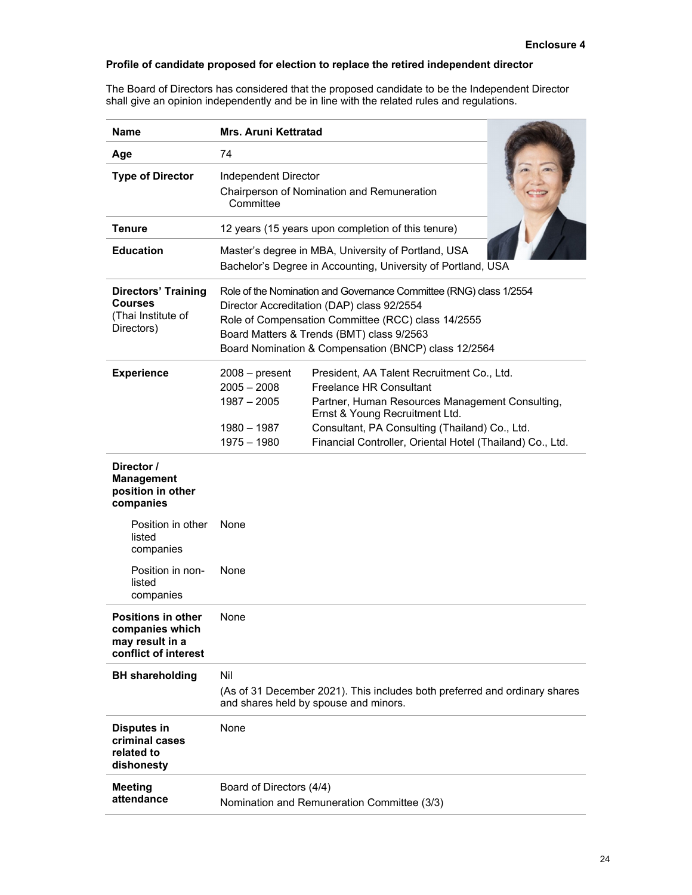**Enclosure 4**

**Profile of candidate proposed for election to replace the retired independent director**

The Board of Directors has considered that the proposed candidate to be the Independent Director shall give an opinion independently and be in line with the related rules and regulations.

| | |
|---|---|
| **Name** | **Mrs. Aruni Kettratad** |
| **Age** | 74 |
| **Type of Director** | Independent Director<br>Chairperson of Nomination and Remuneration Committee |
| **Tenure** | 12 years (15 years upon completion of this tenure) |
| **Education** | Master's degree in MBA, University of Portland, USA<br>Bachelor's Degree in Accounting, University of Portland, USA |
| **Directors' Training Courses** (Thai Institute of Directors) | Role of the Nomination and Governance Committee (RNG) class 1/2554<br>Director Accreditation (DAP) class 92/2554<br>Role of Compensation Committee (RCC) class 14/2555<br>Board Matters & Trends (BMT) class 9/2563<br>Board Nomination & Compensation (BNCP) class 12/2564 |
| **Experience** | 2008 – present: President, AA Talent Recruitment Co., Ltd.<br>2005 – 2008: Freelance HR Consultant<br>1987 – 2005: Partner, Human Resources Management Consulting, Ernst & Young Recruitment Ltd.<br>1980 – 1987: Consultant, PA Consulting (Thailand) Co., Ltd.<br>1975 – 1980: Financial Controller, Oriental Hotel (Thailand) Co., Ltd. |
| **Director / Management position in other companies** | |
| Position in other listed companies | None |
| Position in non-listed companies | None |
| **Positions in other companies which may result in a conflict of interest** | None |
| **BH shareholding** | Nil<br>(As of 31 December 2021). This includes both preferred and ordinary shares and shares held by spouse and minors. |
| **Disputes in criminal cases related to dishonesty** | None |
| **Meeting attendance** | Board of Directors (4/4)<br>Nomination and Remuneration Committee (3/3) |